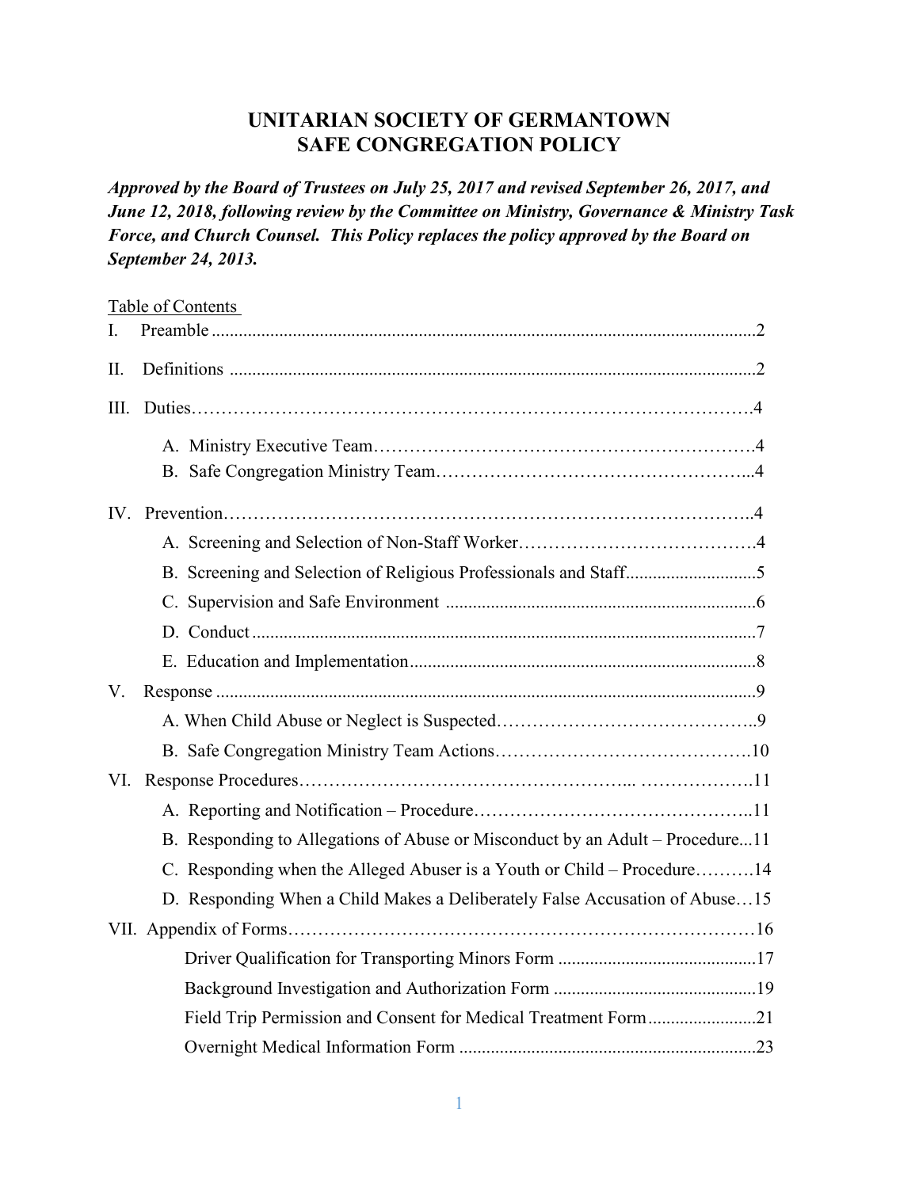# UNITARIAN SOCIETY OF GERMANTOWN
# SAFE CONGREGATION POLICY

***Approved by the Board of Trustees on July 25, 2017 and revised September 26, 2017, and June 12, 2018, following review by the Committee on Ministry, Governance & Ministry Task Force, and Church Counsel. This Policy replaces the policy approved by the Board on September 24, 2013.***

Table of Contents

I. Preamble ........................................................................................................2

II. Definitions ....................................................................................................2

III. Duties……………………………………………………………………………….4

- A. Ministry Executive Team……………………………………………………….4
- B. Safe Congregation Ministry Team……………………………………………...4

IV. Prevention…………………………………………………………………………..4

- A. Screening and Selection of Non-Staff Worker………………………………….4
- B. Screening and Selection of Religious Professionals and Staff.............................5
- C. Supervision and Safe Environment ....................................................................6
- D. Conduct ...............................................................................................................7
- E. Education and Implementation...........................................................................8

V. Response .........................................................................................................9

- A. When Child Abuse or Neglect is Suspected……………………………………..9
- B. Safe Congregation Ministry Team Actions…………………………………….10

VI. Response Procedures…………………………………………... ……………….11

- A. Reporting and Notification – Procedure……………………………………...11
- B. Responding to Allegations of Abuse or Misconduct by an Adult – Procedure...11
- C. Responding when the Alleged Abuser is a Youth or Child – Procedure……….14
- D. Responding When a Child Makes a Deliberately False Accusation of Abuse…15

VII. Appendix of Forms……………………………………………………………………16

- Driver Qualification for Transporting Minors Form ............................................17
- Background Investigation and Authorization Form .............................................19
- Field Trip Permission and Consent for Medical Treatment Form........................21
- Overnight Medical Information Form .................................................................23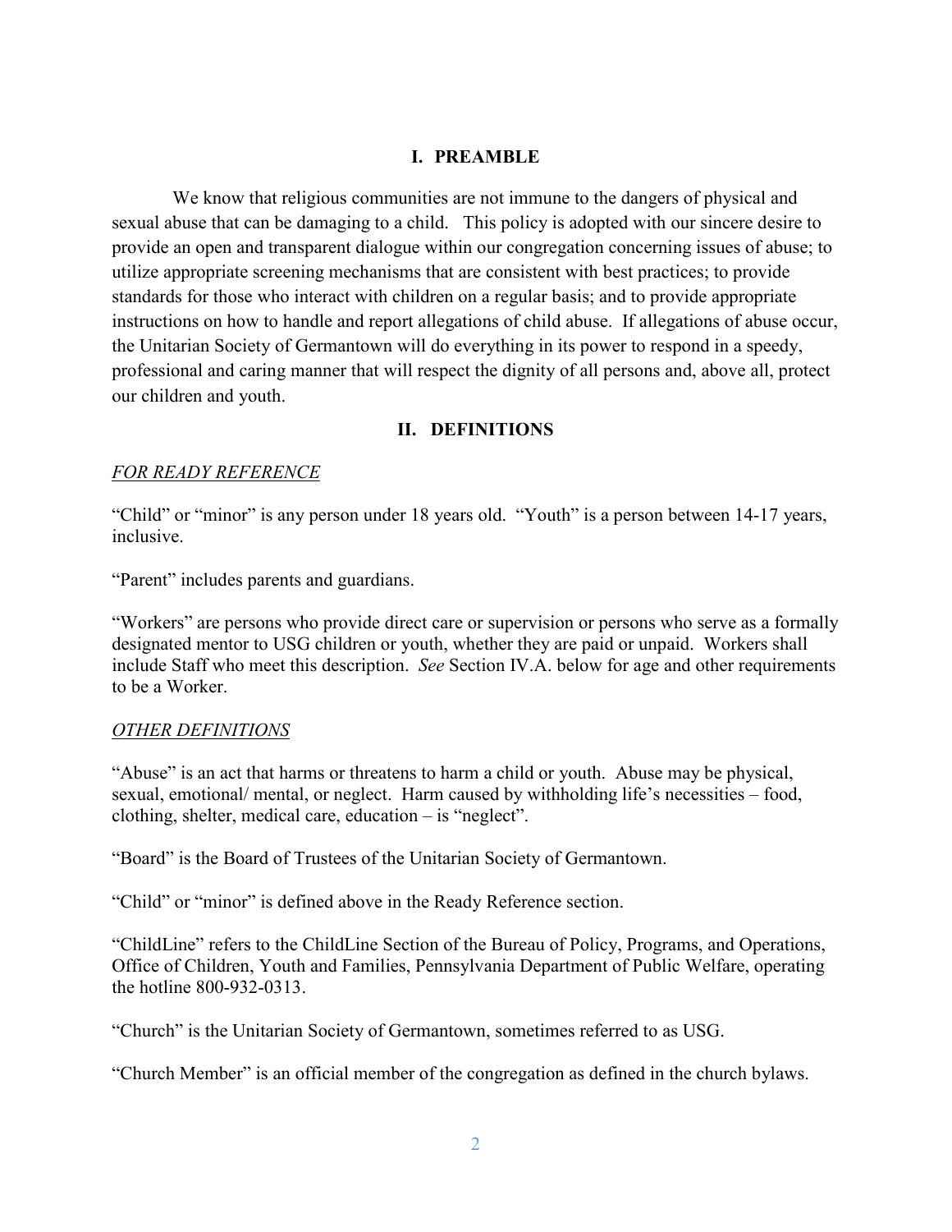## I. PREAMBLE

We know that religious communities are not immune to the dangers of physical and sexual abuse that can be damaging to a child. This policy is adopted with our sincere desire to provide an open and transparent dialogue within our congregation concerning issues of abuse; to utilize appropriate screening mechanisms that are consistent with best practices; to provide standards for those who interact with children on a regular basis; and to provide appropriate instructions on how to handle and report allegations of child abuse. If allegations of abuse occur, the Unitarian Society of Germantown will do everything in its power to respond in a speedy, professional and caring manner that will respect the dignity of all persons and, above all, protect our children and youth.

## II. DEFINITIONS

*FOR READY REFERENCE*

"Child" or "minor" is any person under 18 years old. "Youth" is a person between 14-17 years, inclusive.

"Parent" includes parents and guardians.

"Workers" are persons who provide direct care or supervision or persons who serve as a formally designated mentor to USG children or youth, whether they are paid or unpaid. Workers shall include Staff who meet this description. *See* Section IV.A. below for age and other requirements to be a Worker.

*OTHER DEFINITIONS*

"Abuse" is an act that harms or threatens to harm a child or youth. Abuse may be physical, sexual, emotional/ mental, or neglect. Harm caused by withholding life's necessities – food, clothing, shelter, medical care, education – is "neglect".

"Board" is the Board of Trustees of the Unitarian Society of Germantown.

"Child" or "minor" is defined above in the Ready Reference section.

"ChildLine" refers to the ChildLine Section of the Bureau of Policy, Programs, and Operations, Office of Children, Youth and Families, Pennsylvania Department of Public Welfare, operating the hotline 800-932-0313.

"Church" is the Unitarian Society of Germantown, sometimes referred to as USG.

"Church Member" is an official member of the congregation as defined in the church bylaws.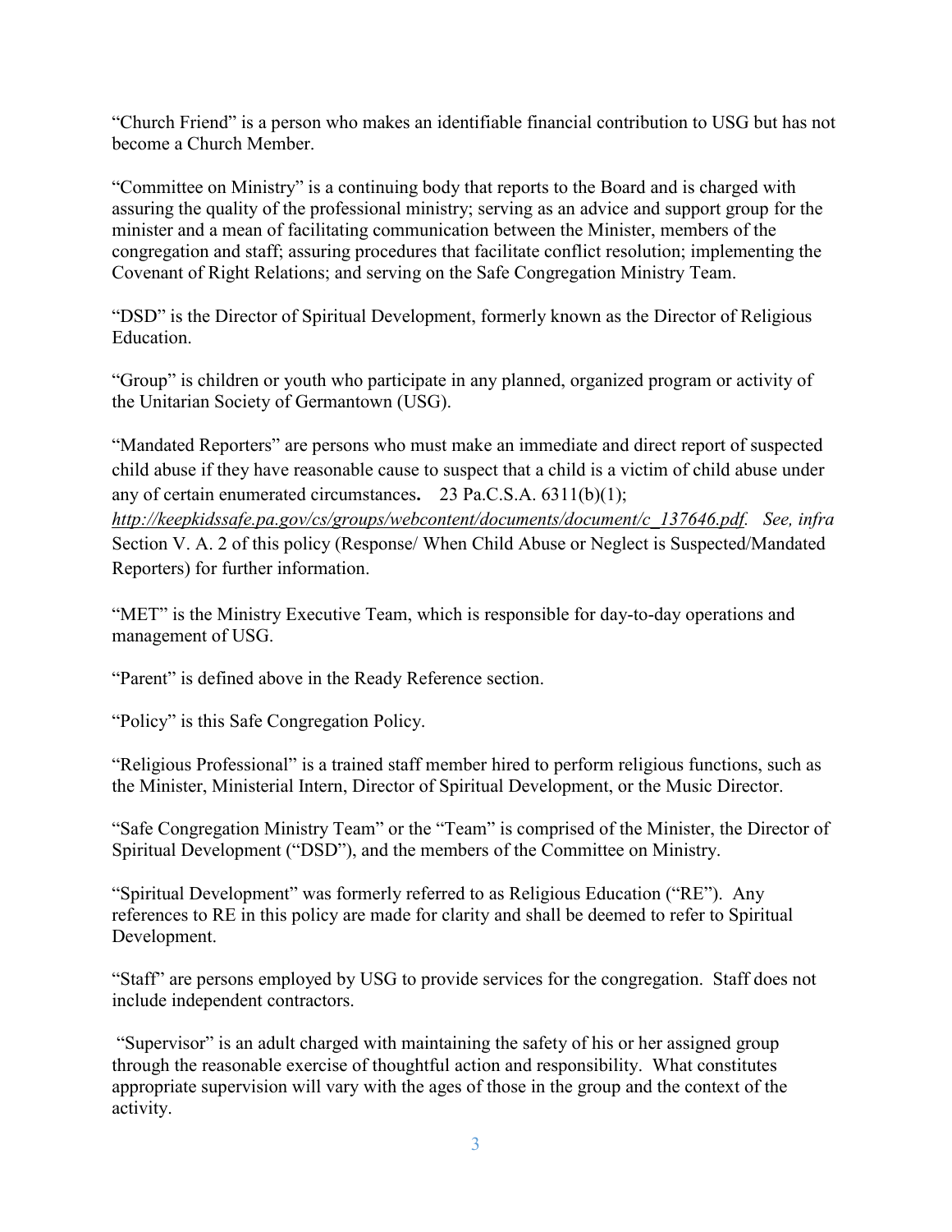"Church Friend" is a person who makes an identifiable financial contribution to USG but has not become a Church Member.

"Committee on Ministry" is a continuing body that reports to the Board and is charged with assuring the quality of the professional ministry; serving as an advice and support group for the minister and a mean of facilitating communication between the Minister, members of the congregation and staff; assuring procedures that facilitate conflict resolution; implementing the Covenant of Right Relations; and serving on the Safe Congregation Ministry Team.

"DSD" is the Director of Spiritual Development, formerly known as the Director of Religious Education.

"Group" is children or youth who participate in any planned, organized program or activity of the Unitarian Society of Germantown (USG).

"Mandated Reporters" are persons who must make an immediate and direct report of suspected child abuse if they have reasonable cause to suspect that a child is a victim of child abuse under any of certain enumerated circumstances**.** 23 Pa.C.S.A. 6311(b)(1); *http://keepkidssafe.pa.gov/cs/groups/webcontent/documents/document/c_137646.pdf. See, infra* Section V. A. 2 of this policy (Response/ When Child Abuse or Neglect is Suspected/Mandated Reporters) for further information.

"MET" is the Ministry Executive Team, which is responsible for day-to-day operations and management of USG.

"Parent" is defined above in the Ready Reference section.

"Policy" is this Safe Congregation Policy.

"Religious Professional" is a trained staff member hired to perform religious functions, such as the Minister, Ministerial Intern, Director of Spiritual Development, or the Music Director.

"Safe Congregation Ministry Team" or the "Team" is comprised of the Minister, the Director of Spiritual Development ("DSD"), and the members of the Committee on Ministry.

"Spiritual Development" was formerly referred to as Religious Education ("RE"). Any references to RE in this policy are made for clarity and shall be deemed to refer to Spiritual Development.

"Staff" are persons employed by USG to provide services for the congregation. Staff does not include independent contractors.

"Supervisor" is an adult charged with maintaining the safety of his or her assigned group through the reasonable exercise of thoughtful action and responsibility. What constitutes appropriate supervision will vary with the ages of those in the group and the context of the activity.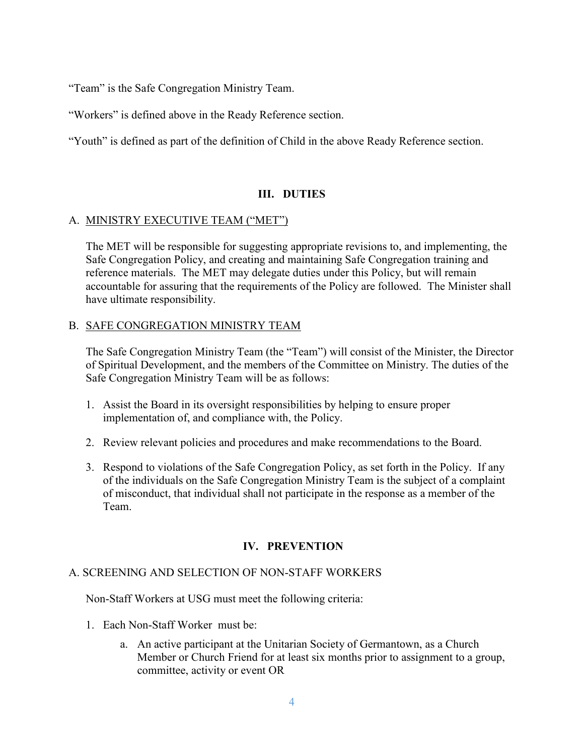"Team" is the Safe Congregation Ministry Team.

"Workers" is defined above in the Ready Reference section.

"Youth" is defined as part of the definition of Child in the above Ready Reference section.

## III. DUTIES

### A. MINISTRY EXECUTIVE TEAM ("MET")

The MET will be responsible for suggesting appropriate revisions to, and implementing, the Safe Congregation Policy, and creating and maintaining Safe Congregation training and reference materials. The MET may delegate duties under this Policy, but will remain accountable for assuring that the requirements of the Policy are followed. The Minister shall have ultimate responsibility.

### B. SAFE CONGREGATION MINISTRY TEAM

The Safe Congregation Ministry Team (the "Team") will consist of the Minister, the Director of Spiritual Development, and the members of the Committee on Ministry. The duties of the Safe Congregation Ministry Team will be as follows:

1. Assist the Board in its oversight responsibilities by helping to ensure proper implementation of, and compliance with, the Policy.
2. Review relevant policies and procedures and make recommendations to the Board.
3. Respond to violations of the Safe Congregation Policy, as set forth in the Policy. If any of the individuals on the Safe Congregation Ministry Team is the subject of a complaint of misconduct, that individual shall not participate in the response as a member of the Team.

## IV. PREVENTION

### A. SCREENING AND SELECTION OF NON-STAFF WORKERS

Non-Staff Workers at USG must meet the following criteria:

1. Each Non-Staff Worker must be:
   a. An active participant at the Unitarian Society of Germantown, as a Church Member or Church Friend for at least six months prior to assignment to a group, committee, activity or event OR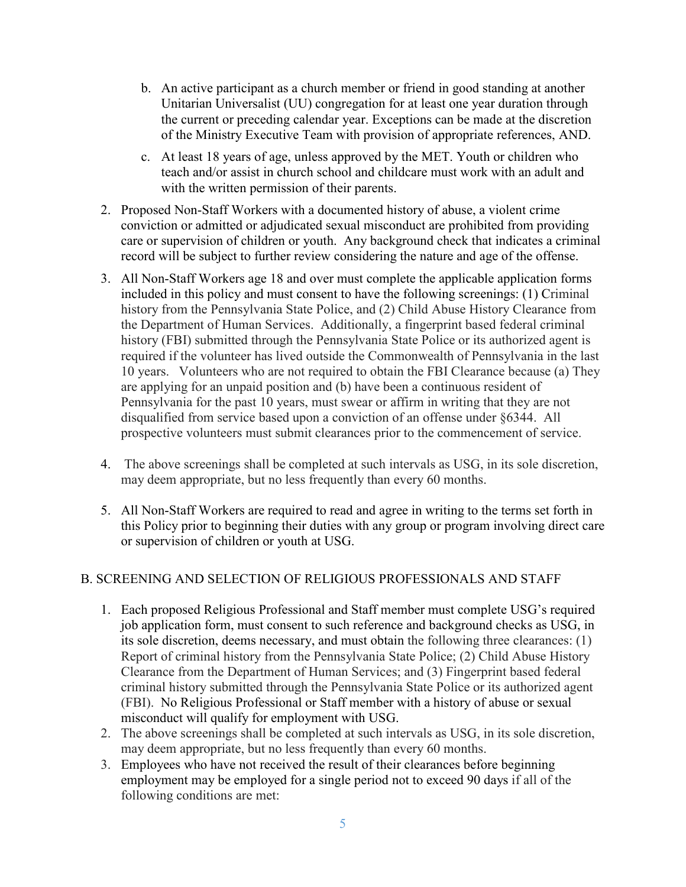b. An active participant as a church member or friend in good standing at another Unitarian Universalist (UU) congregation for at least one year duration through the current or preceding calendar year. Exceptions can be made at the discretion of the Ministry Executive Team with provision of appropriate references, AND.

   c. At least 18 years of age, unless approved by the MET. Youth or children who teach and/or assist in church school and childcare must work with an adult and with the written permission of their parents.

2. Proposed Non-Staff Workers with a documented history of abuse, a violent crime conviction or admitted or adjudicated sexual misconduct are prohibited from providing care or supervision of children or youth. Any background check that indicates a criminal record will be subject to further review considering the nature and age of the offense.

3. All Non-Staff Workers age 18 and over must complete the applicable application forms included in this policy and must consent to have the following screenings: (1) Criminal history from the Pennsylvania State Police, and (2) Child Abuse History Clearance from the Department of Human Services. Additionally, a fingerprint based federal criminal history (FBI) submitted through the Pennsylvania State Police or its authorized agent is required if the volunteer has lived outside the Commonwealth of Pennsylvania in the last 10 years. Volunteers who are not required to obtain the FBI Clearance because (a) They are applying for an unpaid position and (b) have been a continuous resident of Pennsylvania for the past 10 years, must swear or affirm in writing that they are not disqualified from service based upon a conviction of an offense under §6344. All prospective volunteers must submit clearances prior to the commencement of service.

4. The above screenings shall be completed at such intervals as USG, in its sole discretion, may deem appropriate, but no less frequently than every 60 months.

5. All Non-Staff Workers are required to read and agree in writing to the terms set forth in this Policy prior to beginning their duties with any group or program involving direct care or supervision of children or youth at USG.

B. SCREENING AND SELECTION OF RELIGIOUS PROFESSIONALS AND STAFF

1. Each proposed Religious Professional and Staff member must complete USG's required job application form, must consent to such reference and background checks as USG, in its sole discretion, deems necessary, and must obtain the following three clearances: (1) Report of criminal history from the Pennsylvania State Police; (2) Child Abuse History Clearance from the Department of Human Services; and (3) Fingerprint based federal criminal history submitted through the Pennsylvania State Police or its authorized agent (FBI). No Religious Professional or Staff member with a history of abuse or sexual misconduct will qualify for employment with USG.
2. The above screenings shall be completed at such intervals as USG, in its sole discretion, may deem appropriate, but no less frequently than every 60 months.
3. Employees who have not received the result of their clearances before beginning employment may be employed for a single period not to exceed 90 days if all of the following conditions are met: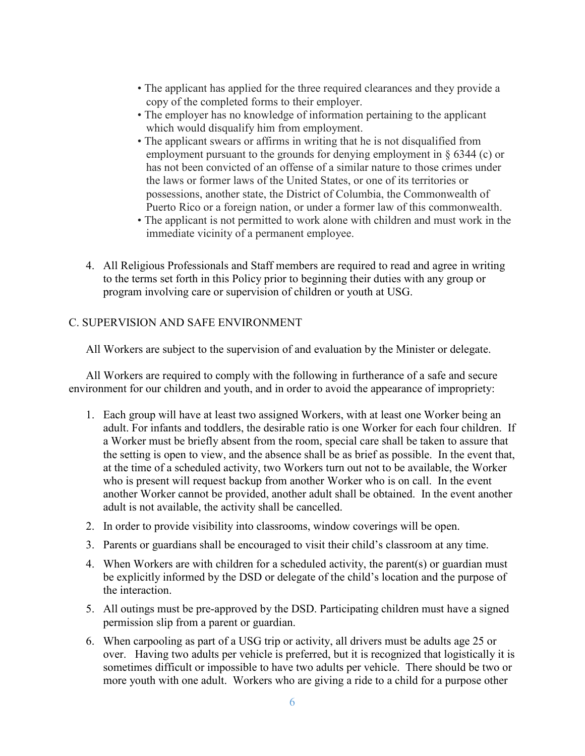- The applicant has applied for the three required clearances and they provide a copy of the completed forms to their employer.
- The employer has no knowledge of information pertaining to the applicant which would disqualify him from employment.
- The applicant swears or affirms in writing that he is not disqualified from employment pursuant to the grounds for denying employment in § 6344 (c) or has not been convicted of an offense of a similar nature to those crimes under the laws or former laws of the United States, or one of its territories or possessions, another state, the District of Columbia, the Commonwealth of Puerto Rico or a foreign nation, or under a former law of this commonwealth.
- The applicant is not permitted to work alone with children and must work in the immediate vicinity of a permanent employee.

4. All Religious Professionals and Staff members are required to read and agree in writing to the terms set forth in this Policy prior to beginning their duties with any group or program involving care or supervision of children or youth at USG.

C. SUPERVISION AND SAFE ENVIRONMENT

All Workers are subject to the supervision of and evaluation by the Minister or delegate.

All Workers are required to comply with the following in furtherance of a safe and secure environment for our children and youth, and in order to avoid the appearance of impropriety:

1. Each group will have at least two assigned Workers, with at least one Worker being an adult. For infants and toddlers, the desirable ratio is one Worker for each four children. If a Worker must be briefly absent from the room, special care shall be taken to assure that the setting is open to view, and the absence shall be as brief as possible. In the event that, at the time of a scheduled activity, two Workers turn out not to be available, the Worker who is present will request backup from another Worker who is on call. In the event another Worker cannot be provided, another adult shall be obtained. In the event another adult is not available, the activity shall be cancelled.
2. In order to provide visibility into classrooms, window coverings will be open.
3. Parents or guardians shall be encouraged to visit their child's classroom at any time.
4. When Workers are with children for a scheduled activity, the parent(s) or guardian must be explicitly informed by the DSD or delegate of the child's location and the purpose of the interaction.
5. All outings must be pre-approved by the DSD. Participating children must have a signed permission slip from a parent or guardian.
6. When carpooling as part of a USG trip or activity, all drivers must be adults age 25 or over. Having two adults per vehicle is preferred, but it is recognized that logistically it is sometimes difficult or impossible to have two adults per vehicle. There should be two or more youth with one adult. Workers who are giving a ride to a child for a purpose other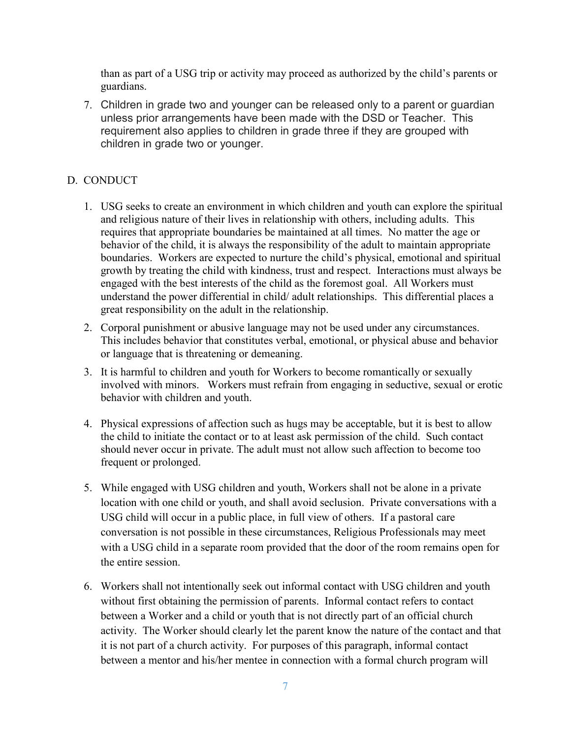than as part of a USG trip or activity may proceed as authorized by the child's parents or guardians.

7. Children in grade two and younger can be released only to a parent or guardian unless prior arrangements have been made with the DSD or Teacher. This requirement also applies to children in grade three if they are grouped with children in grade two or younger.

## D. CONDUCT

1. USG seeks to create an environment in which children and youth can explore the spiritual and religious nature of their lives in relationship with others, including adults. This requires that appropriate boundaries be maintained at all times. No matter the age or behavior of the child, it is always the responsibility of the adult to maintain appropriate boundaries. Workers are expected to nurture the child's physical, emotional and spiritual growth by treating the child with kindness, trust and respect. Interactions must always be engaged with the best interests of the child as the foremost goal. All Workers must understand the power differential in child/ adult relationships. This differential places a great responsibility on the adult in the relationship.
2. Corporal punishment or abusive language may not be used under any circumstances. This includes behavior that constitutes verbal, emotional, or physical abuse and behavior or language that is threatening or demeaning.
3. It is harmful to children and youth for Workers to become romantically or sexually involved with minors. Workers must refrain from engaging in seductive, sexual or erotic behavior with children and youth.
4. Physical expressions of affection such as hugs may be acceptable, but it is best to allow the child to initiate the contact or to at least ask permission of the child. Such contact should never occur in private. The adult must not allow such affection to become too frequent or prolonged.
5. While engaged with USG children and youth, Workers shall not be alone in a private location with one child or youth, and shall avoid seclusion. Private conversations with a USG child will occur in a public place, in full view of others. If a pastoral care conversation is not possible in these circumstances, Religious Professionals may meet with a USG child in a separate room provided that the door of the room remains open for the entire session.
6. Workers shall not intentionally seek out informal contact with USG children and youth without first obtaining the permission of parents. Informal contact refers to contact between a Worker and a child or youth that is not directly part of an official church activity. The Worker should clearly let the parent know the nature of the contact and that it is not part of a church activity. For purposes of this paragraph, informal contact between a mentor and his/her mentee in connection with a formal church program will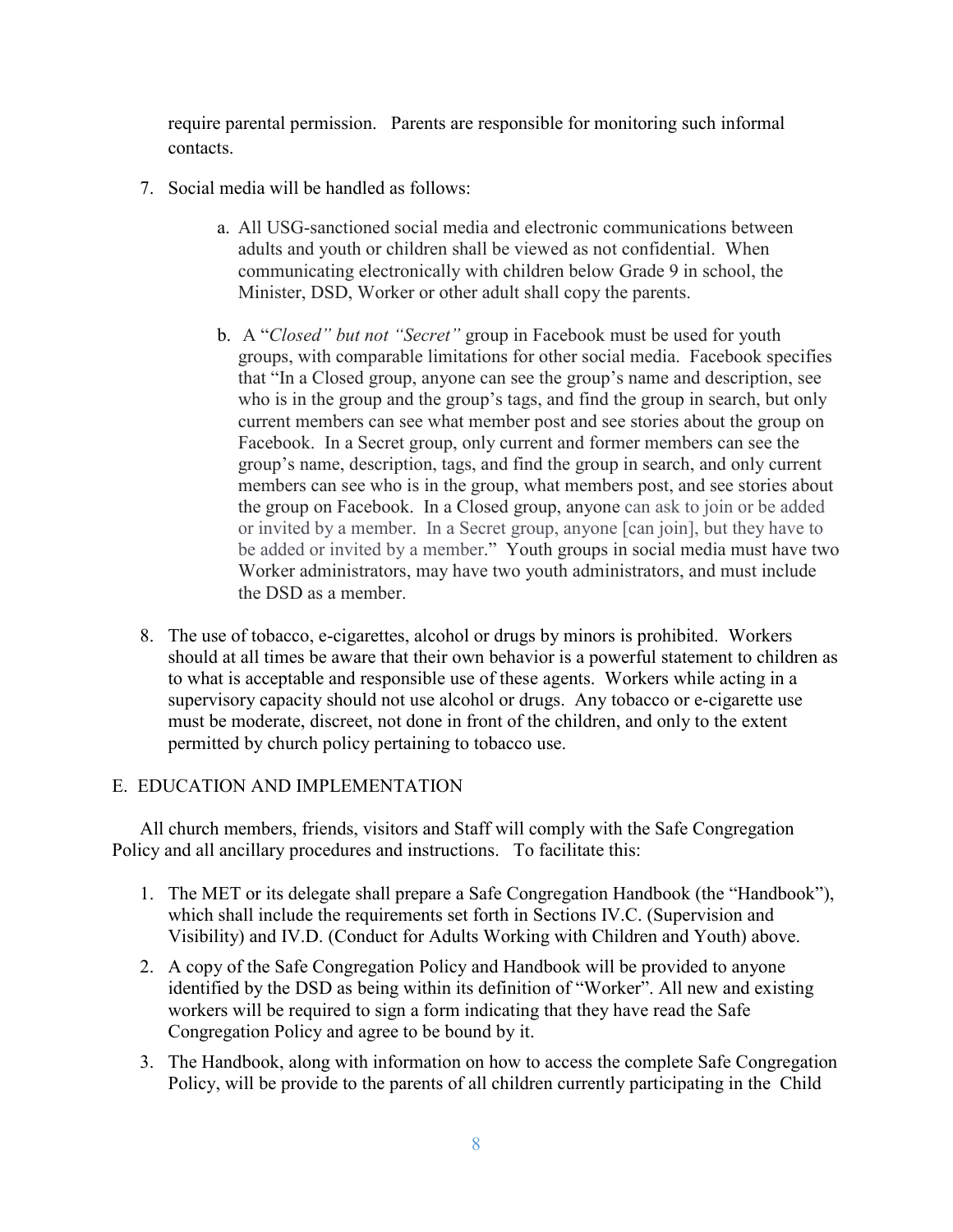require parental permission. Parents are responsible for monitoring such informal contacts.

7. Social media will be handled as follows:

   a. All USG-sanctioned social media and electronic communications between adults and youth or children shall be viewed as not confidential. When communicating electronically with children below Grade 9 in school, the Minister, DSD, Worker or other adult shall copy the parents.

   b. A "*Closed" but not "Secret"* group in Facebook must be used for youth groups, with comparable limitations for other social media. Facebook specifies that "In a Closed group, anyone can see the group's name and description, see who is in the group and the group's tags, and find the group in search, but only current members can see what member post and see stories about the group on Facebook. In a Secret group, only current and former members can see the group's name, description, tags, and find the group in search, and only current members can see who is in the group, what members post, and see stories about the group on Facebook. In a Closed group, anyone can ask to join or be added or invited by a member. In a Secret group, anyone [can join], but they have to be added or invited by a member." Youth groups in social media must have two Worker administrators, may have two youth administrators, and must include the DSD as a member.

8. The use of tobacco, e-cigarettes, alcohol or drugs by minors is prohibited. Workers should at all times be aware that their own behavior is a powerful statement to children as to what is acceptable and responsible use of these agents. Workers while acting in a supervisory capacity should not use alcohol or drugs. Any tobacco or e-cigarette use must be moderate, discreet, not done in front of the children, and only to the extent permitted by church policy pertaining to tobacco use.

## E. EDUCATION AND IMPLEMENTATION

All church members, friends, visitors and Staff will comply with the Safe Congregation Policy and all ancillary procedures and instructions. To facilitate this:

1. The MET or its delegate shall prepare a Safe Congregation Handbook (the "Handbook"), which shall include the requirements set forth in Sections IV.C. (Supervision and Visibility) and IV.D. (Conduct for Adults Working with Children and Youth) above.
2. A copy of the Safe Congregation Policy and Handbook will be provided to anyone identified by the DSD as being within its definition of "Worker". All new and existing workers will be required to sign a form indicating that they have read the Safe Congregation Policy and agree to be bound by it.
3. The Handbook, along with information on how to access the complete Safe Congregation Policy, will be provide to the parents of all children currently participating in the Child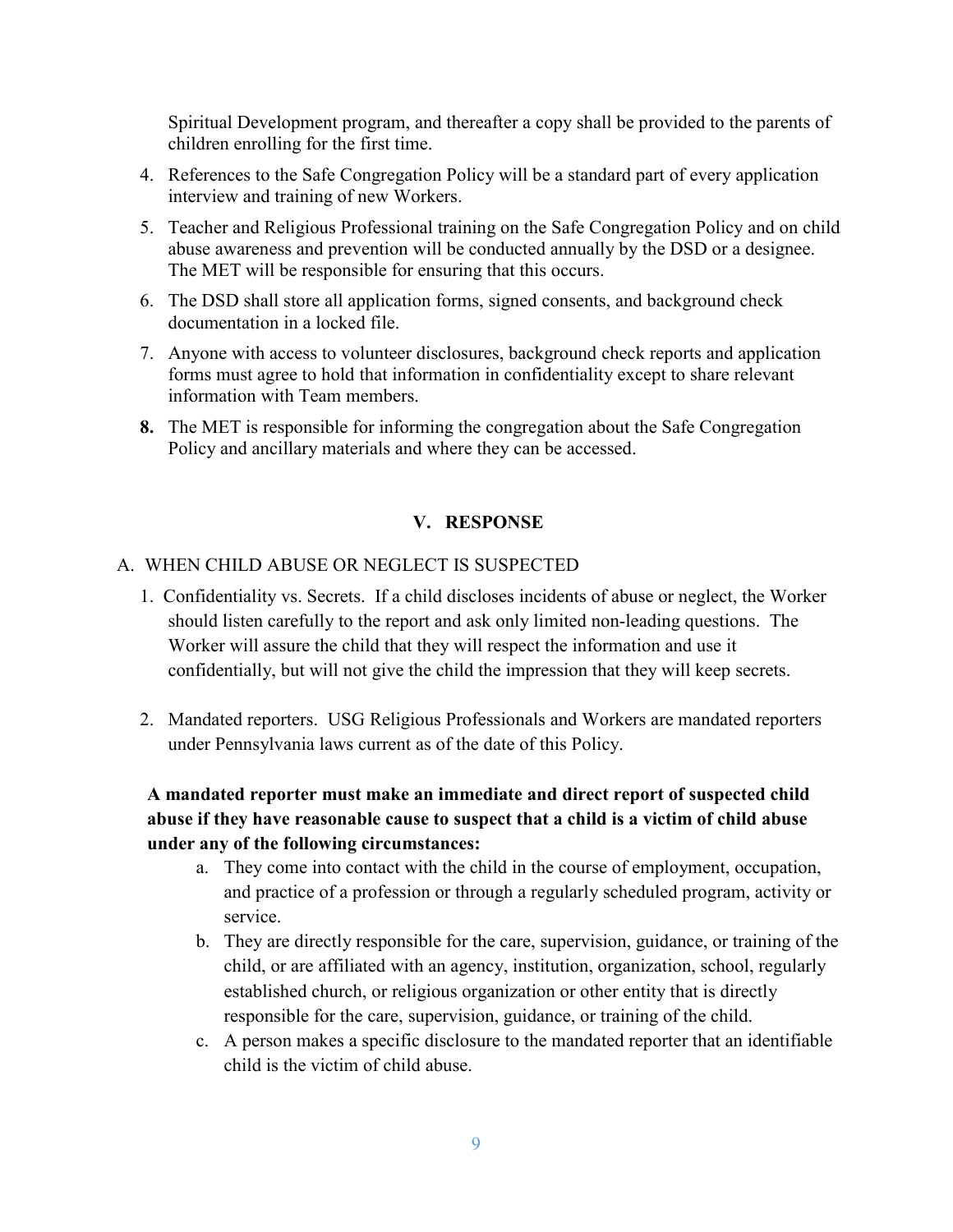Spiritual Development program, and thereafter a copy shall be provided to the parents of children enrolling for the first time.

4. References to the Safe Congregation Policy will be a standard part of every application interview and training of new Workers.
5. Teacher and Religious Professional training on the Safe Congregation Policy and on child abuse awareness and prevention will be conducted annually by the DSD or a designee. The MET will be responsible for ensuring that this occurs.
6. The DSD shall store all application forms, signed consents, and background check documentation in a locked file.
7. Anyone with access to volunteer disclosures, background check reports and application forms must agree to hold that information in confidentiality except to share relevant information with Team members.
8. The MET is responsible for informing the congregation about the Safe Congregation Policy and ancillary materials and where they can be accessed.

## V. RESPONSE

### A. WHEN CHILD ABUSE OR NEGLECT IS SUSPECTED

1. Confidentiality vs. Secrets. If a child discloses incidents of abuse or neglect, the Worker should listen carefully to the report and ask only limited non-leading questions. The Worker will assure the child that they will respect the information and use it confidentially, but will not give the child the impression that they will keep secrets.

2. Mandated reporters. USG Religious Professionals and Workers are mandated reporters under Pennsylvania laws current as of the date of this Policy.

**A mandated reporter must make an immediate and direct report of suspected child abuse if they have reasonable cause to suspect that a child is a victim of child abuse under any of the following circumstances:**

a. They come into contact with the child in the course of employment, occupation, and practice of a profession or through a regularly scheduled program, activity or service.
b. They are directly responsible for the care, supervision, guidance, or training of the child, or are affiliated with an agency, institution, organization, school, regularly established church, or religious organization or other entity that is directly responsible for the care, supervision, guidance, or training of the child.
c. A person makes a specific disclosure to the mandated reporter that an identifiable child is the victim of child abuse.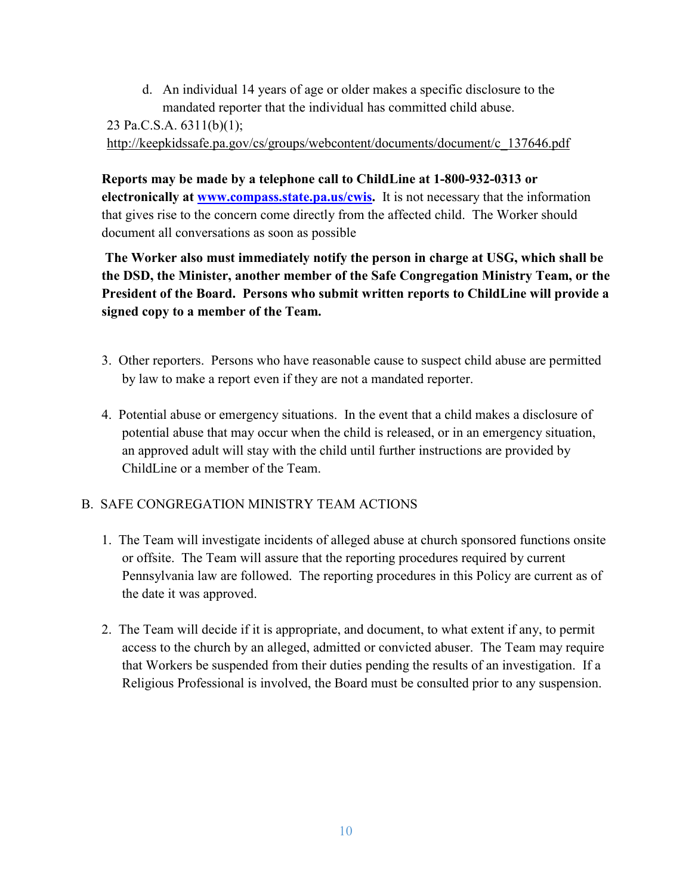d. An individual 14 years of age or older makes a specific disclosure to the mandated reporter that the individual has committed child abuse.

23 Pa.C.S.A. 6311(b)(1);
http://keepkidssafe.pa.gov/cs/groups/webcontent/documents/document/c_137646.pdf

**Reports may be made by a telephone call to ChildLine at 1-800-932-0313 or electronically at [www.compass.state.pa.us/cwis](www.compass.state.pa.us/cwis).** It is not necessary that the information that gives rise to the concern come directly from the affected child. The Worker should document all conversations as soon as possible

**The Worker also must immediately notify the person in charge at USG, which shall be the DSD, the Minister, another member of the Safe Congregation Ministry Team, or the President of the Board. Persons who submit written reports to ChildLine will provide a signed copy to a member of the Team.**

3. Other reporters. Persons who have reasonable cause to suspect child abuse are permitted by law to make a report even if they are not a mandated reporter.

4. Potential abuse or emergency situations. In the event that a child makes a disclosure of potential abuse that may occur when the child is released, or in an emergency situation, an approved adult will stay with the child until further instructions are provided by ChildLine or a member of the Team.

B. SAFE CONGREGATION MINISTRY TEAM ACTIONS

1. The Team will investigate incidents of alleged abuse at church sponsored functions onsite or offsite. The Team will assure that the reporting procedures required by current Pennsylvania law are followed. The reporting procedures in this Policy are current as of the date it was approved.

2. The Team will decide if it is appropriate, and document, to what extent if any, to permit access to the church by an alleged, admitted or convicted abuser. The Team may require that Workers be suspended from their duties pending the results of an investigation. If a Religious Professional is involved, the Board must be consulted prior to any suspension.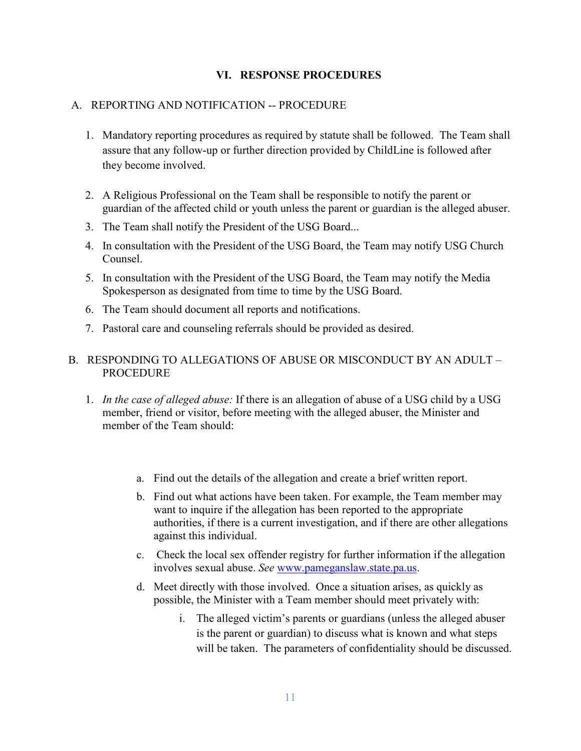## VI. RESPONSE PROCEDURES

### A. REPORTING AND NOTIFICATION -- PROCEDURE

1. Mandatory reporting procedures as required by statute shall be followed. The Team shall assure that any follow-up or further direction provided by ChildLine is followed after they become involved.
2. A Religious Professional on the Team shall be responsible to notify the parent or guardian of the affected child or youth unless the parent or guardian is the alleged abuser.
3. The Team shall notify the President of the USG Board...
4. In consultation with the President of the USG Board, the Team may notify USG Church Counsel.
5. In consultation with the President of the USG Board, the Team may notify the Media Spokesperson as designated from time to time by the USG Board.
6. The Team should document all reports and notifications.
7. Pastoral care and counseling referrals should be provided as desired.

### B. RESPONDING TO ALLEGATIONS OF ABUSE OR MISCONDUCT BY AN ADULT – PROCEDURE

1. *In the case of alleged abuse:* If there is an allegation of abuse of a USG child by a USG member, friend or visitor, before meeting with the alleged abuser, the Minister and member of the Team should:

   a. Find out the details of the allegation and create a brief written report.

   b. Find out what actions have been taken. For example, the Team member may want to inquire if the allegation has been reported to the appropriate authorities, if there is a current investigation, and if there are other allegations against this individual.

   c. Check the local sex offender registry for further information if the allegation involves sexual abuse. *See* www.pameganslaw.state.pa.us.

   d. Meet directly with those involved. Once a situation arises, as quickly as possible, the Minister with a Team member should meet privately with:

      i. The alleged victim's parents or guardians (unless the alleged abuser is the parent or guardian) to discuss what is known and what steps will be taken. The parameters of confidentiality should be discussed.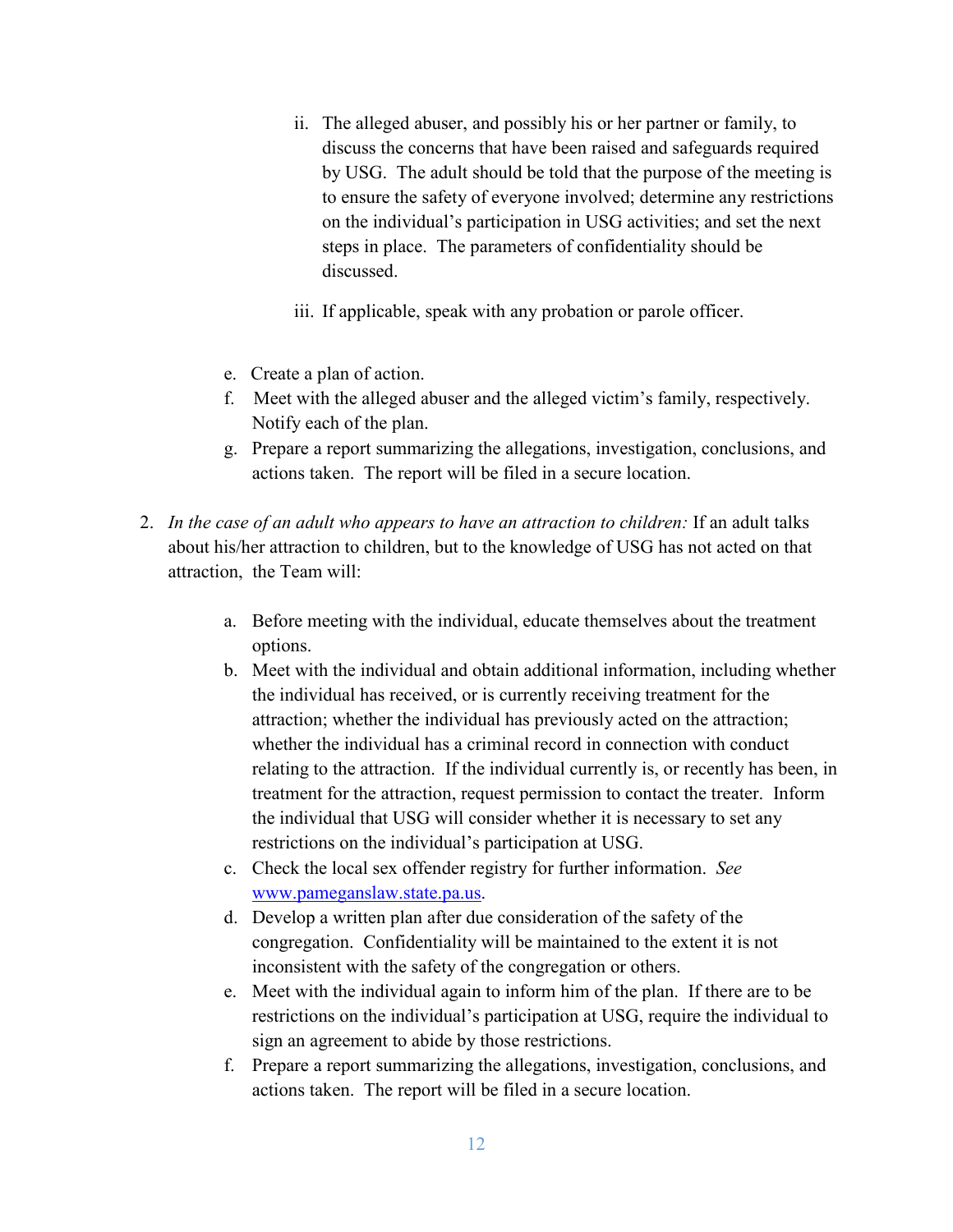ii. The alleged abuser, and possibly his or her partner or family, to discuss the concerns that have been raised and safeguards required by USG. The adult should be told that the purpose of the meeting is to ensure the safety of everyone involved; determine any restrictions on the individual's participation in USG activities; and set the next steps in place. The parameters of confidentiality should be discussed.

   iii. If applicable, speak with any probation or parole officer.

   e. Create a plan of action.
   f. Meet with the alleged abuser and the alleged victim's family, respectively. Notify each of the plan.
   g. Prepare a report summarizing the allegations, investigation, conclusions, and actions taken. The report will be filed in a secure location.

2. *In the case of an adult who appears to have an attraction to children:* If an adult talks about his/her attraction to children, but to the knowledge of USG has not acted on that attraction, the Team will:

   a. Before meeting with the individual, educate themselves about the treatment options.
   b. Meet with the individual and obtain additional information, including whether the individual has received, or is currently receiving treatment for the attraction; whether the individual has previously acted on the attraction; whether the individual has a criminal record in connection with conduct relating to the attraction. If the individual currently is, or recently has been, in treatment for the attraction, request permission to contact the treater. Inform the individual that USG will consider whether it is necessary to set any restrictions on the individual's participation at USG.
   c. Check the local sex offender registry for further information. *See* [www.pameganslaw.state.pa.us](www.pameganslaw.state.pa.us).
   d. Develop a written plan after due consideration of the safety of the congregation. Confidentiality will be maintained to the extent it is not inconsistent with the safety of the congregation or others.
   e. Meet with the individual again to inform him of the plan. If there are to be restrictions on the individual's participation at USG, require the individual to sign an agreement to abide by those restrictions.
   f. Prepare a report summarizing the allegations, investigation, conclusions, and actions taken. The report will be filed in a secure location.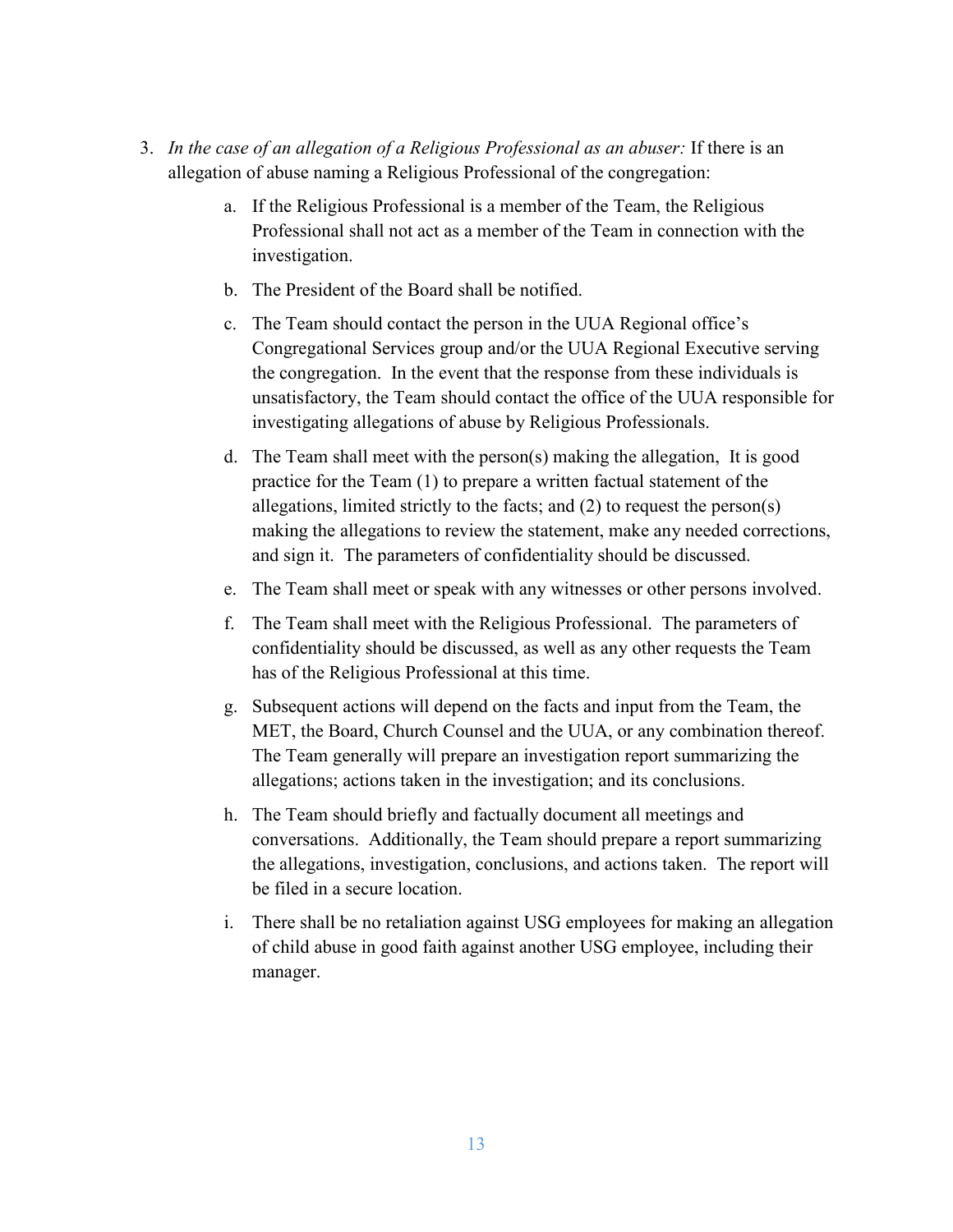3. *In the case of an allegation of a Religious Professional as an abuser:* If there is an allegation of abuse naming a Religious Professional of the congregation:

    a. If the Religious Professional is a member of the Team, the Religious Professional shall not act as a member of the Team in connection with the investigation.

    b. The President of the Board shall be notified.

    c. The Team should contact the person in the UUA Regional office's Congregational Services group and/or the UUA Regional Executive serving the congregation. In the event that the response from these individuals is unsatisfactory, the Team should contact the office of the UUA responsible for investigating allegations of abuse by Religious Professionals.

    d. The Team shall meet with the person(s) making the allegation, It is good practice for the Team (1) to prepare a written factual statement of the allegations, limited strictly to the facts; and (2) to request the person(s) making the allegations to review the statement, make any needed corrections, and sign it. The parameters of confidentiality should be discussed.

    e. The Team shall meet or speak with any witnesses or other persons involved.

    f. The Team shall meet with the Religious Professional. The parameters of confidentiality should be discussed, as well as any other requests the Team has of the Religious Professional at this time.

    g. Subsequent actions will depend on the facts and input from the Team, the MET, the Board, Church Counsel and the UUA, or any combination thereof. The Team generally will prepare an investigation report summarizing the allegations; actions taken in the investigation; and its conclusions.

    h. The Team should briefly and factually document all meetings and conversations. Additionally, the Team should prepare a report summarizing the allegations, investigation, conclusions, and actions taken. The report will be filed in a secure location.

    i. There shall be no retaliation against USG employees for making an allegation of child abuse in good faith against another USG employee, including their manager.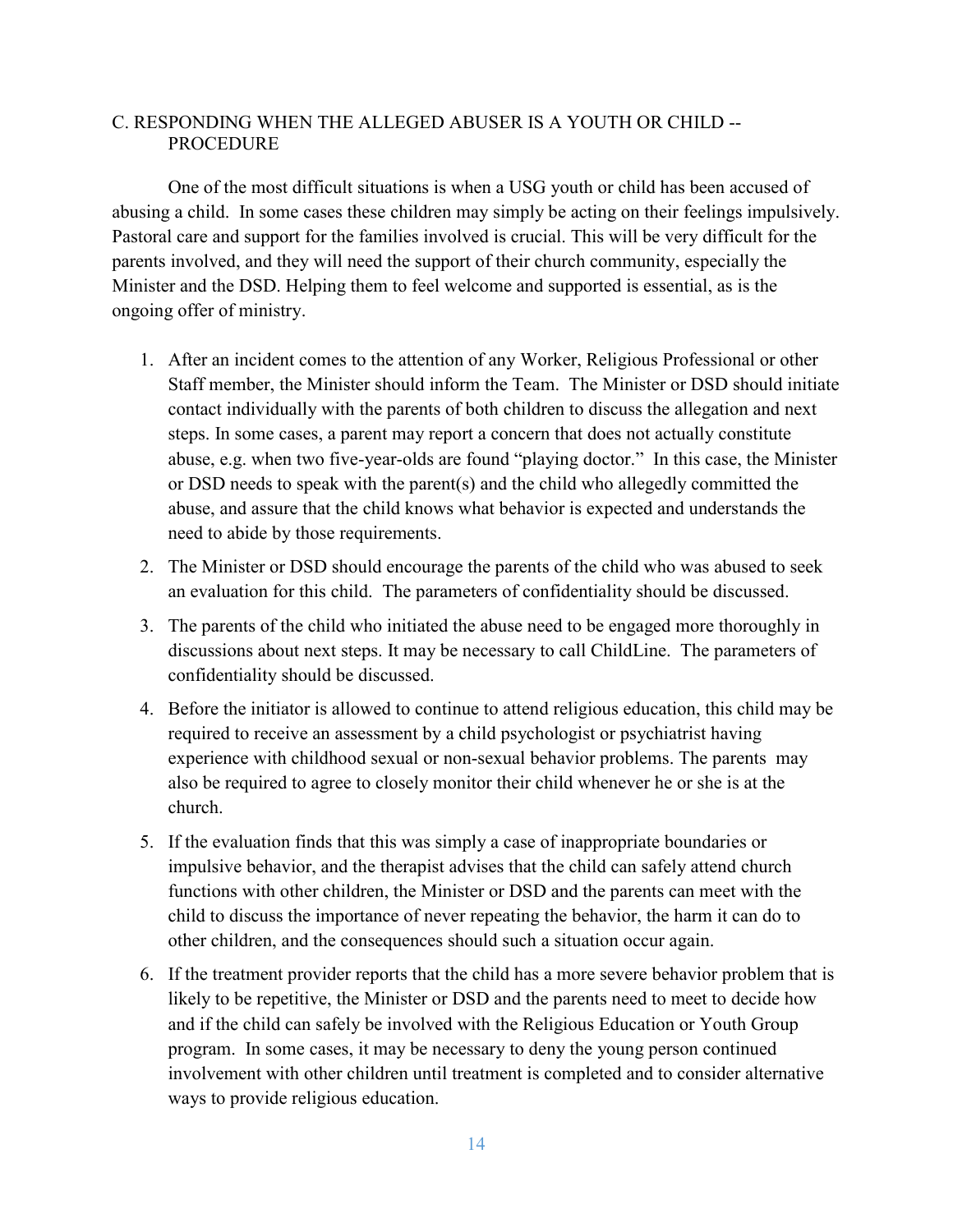## C. RESPONDING WHEN THE ALLEGED ABUSER IS A YOUTH OR CHILD -- PROCEDURE

One of the most difficult situations is when a USG youth or child has been accused of abusing a child. In some cases these children may simply be acting on their feelings impulsively. Pastoral care and support for the families involved is crucial. This will be very difficult for the parents involved, and they will need the support of their church community, especially the Minister and the DSD. Helping them to feel welcome and supported is essential, as is the ongoing offer of ministry.

1. After an incident comes to the attention of any Worker, Religious Professional or other Staff member, the Minister should inform the Team. The Minister or DSD should initiate contact individually with the parents of both children to discuss the allegation and next steps. In some cases, a parent may report a concern that does not actually constitute abuse, e.g. when two five-year-olds are found "playing doctor." In this case, the Minister or DSD needs to speak with the parent(s) and the child who allegedly committed the abuse, and assure that the child knows what behavior is expected and understands the need to abide by those requirements.
2. The Minister or DSD should encourage the parents of the child who was abused to seek an evaluation for this child. The parameters of confidentiality should be discussed.
3. The parents of the child who initiated the abuse need to be engaged more thoroughly in discussions about next steps. It may be necessary to call ChildLine. The parameters of confidentiality should be discussed.
4. Before the initiator is allowed to continue to attend religious education, this child may be required to receive an assessment by a child psychologist or psychiatrist having experience with childhood sexual or non-sexual behavior problems. The parents may also be required to agree to closely monitor their child whenever he or she is at the church.
5. If the evaluation finds that this was simply a case of inappropriate boundaries or impulsive behavior, and the therapist advises that the child can safely attend church functions with other children, the Minister or DSD and the parents can meet with the child to discuss the importance of never repeating the behavior, the harm it can do to other children, and the consequences should such a situation occur again.
6. If the treatment provider reports that the child has a more severe behavior problem that is likely to be repetitive, the Minister or DSD and the parents need to meet to decide how and if the child can safely be involved with the Religious Education or Youth Group program. In some cases, it may be necessary to deny the young person continued involvement with other children until treatment is completed and to consider alternative ways to provide religious education.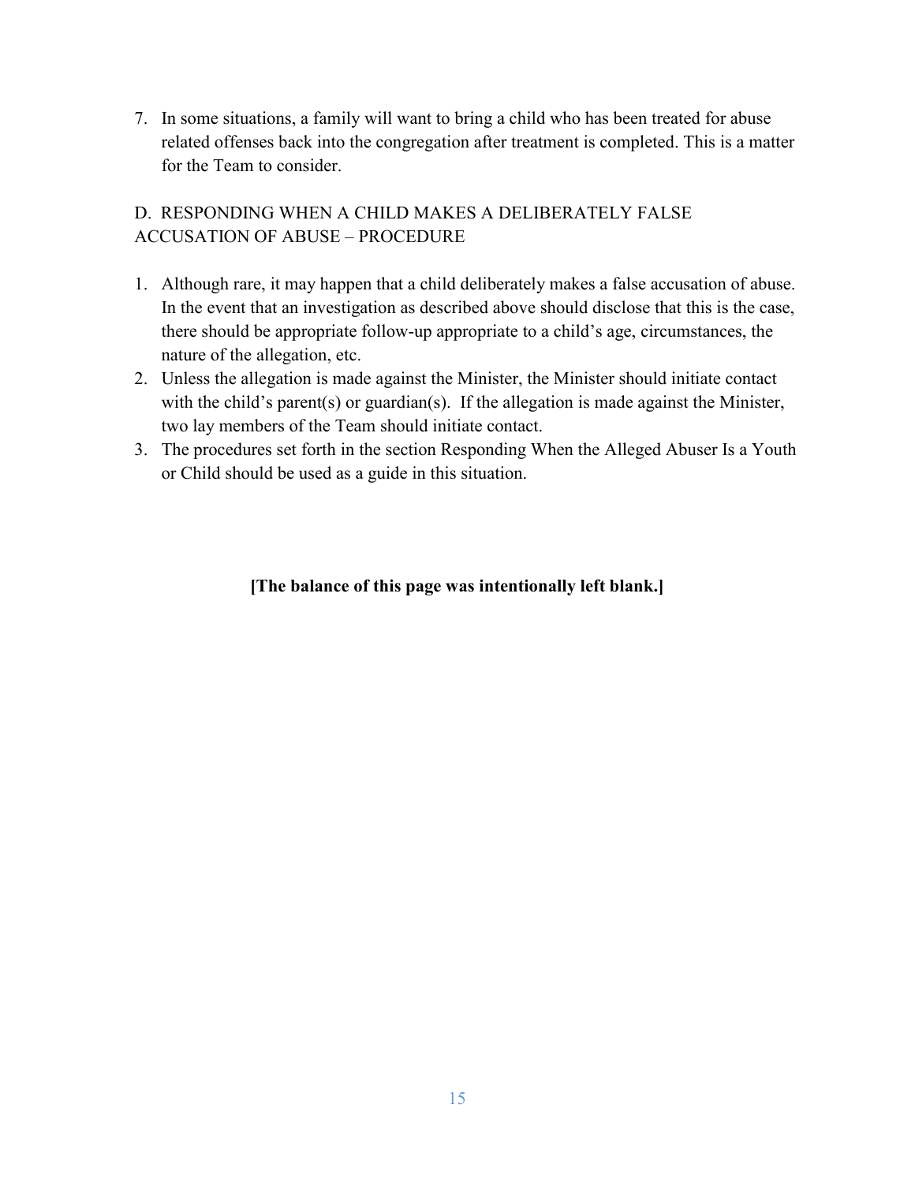7. In some situations, a family will want to bring a child who has been treated for abuse related offenses back into the congregation after treatment is completed. This is a matter for the Team to consider.

## D. RESPONDING WHEN A CHILD MAKES A DELIBERATELY FALSE ACCUSATION OF ABUSE – PROCEDURE

1. Although rare, it may happen that a child deliberately makes a false accusation of abuse. In the event that an investigation as described above should disclose that this is the case, there should be appropriate follow-up appropriate to a child's age, circumstances, the nature of the allegation, etc.
2. Unless the allegation is made against the Minister, the Minister should initiate contact with the child's parent(s) or guardian(s). If the allegation is made against the Minister, two lay members of the Team should initiate contact.
3. The procedures set forth in the section Responding When the Alleged Abuser Is a Youth or Child should be used as a guide in this situation.

**[The balance of this page was intentionally left blank.]**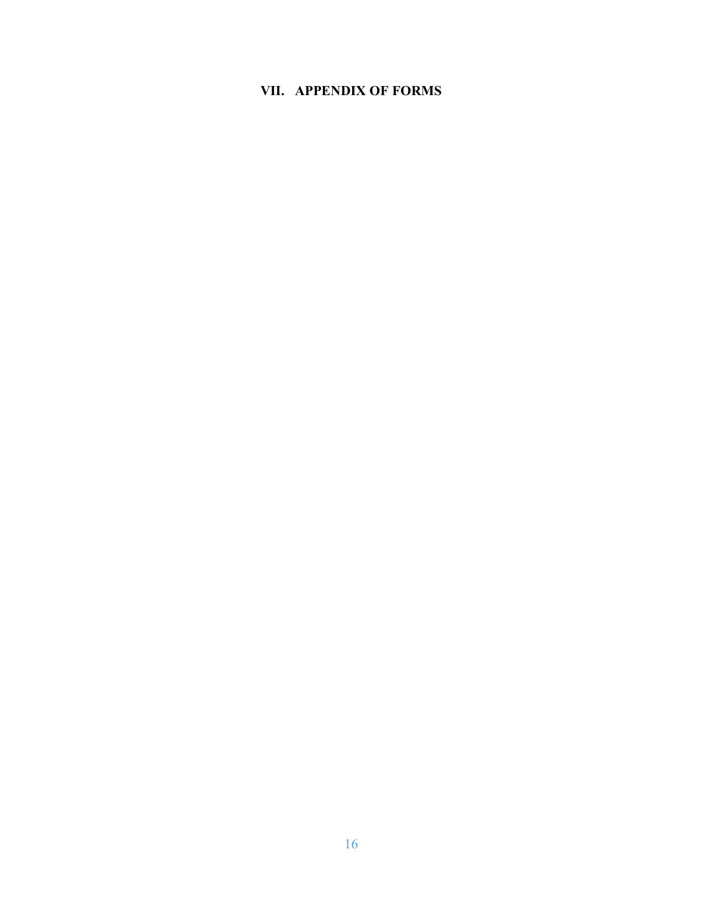## VII. APPENDIX OF FORMS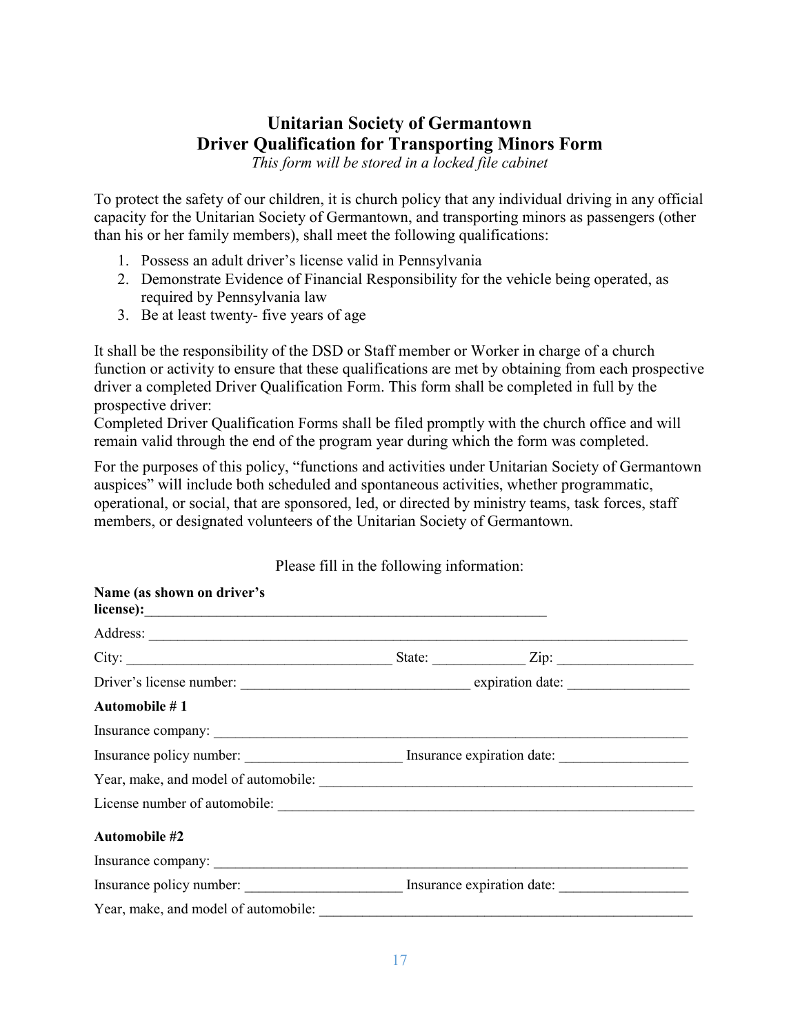# Unitarian Society of Germantown
## Driver Qualification for Transporting Minors Form

*This form will be stored in a locked file cabinet*

To protect the safety of our children, it is church policy that any individual driving in any official capacity for the Unitarian Society of Germantown, and transporting minors as passengers (other than his or her family members), shall meet the following qualifications:

1. Possess an adult driver's license valid in Pennsylvania
2. Demonstrate Evidence of Financial Responsibility for the vehicle being operated, as required by Pennsylvania law
3. Be at least twenty- five years of age

It shall be the responsibility of the DSD or Staff member or Worker in charge of a church function or activity to ensure that these qualifications are met by obtaining from each prospective driver a completed Driver Qualification Form. This form shall be completed in full by the prospective driver:
Completed Driver Qualification Forms shall be filed promptly with the church office and will remain valid through the end of the program year during which the form was completed.

For the purposes of this policy, "functions and activities under Unitarian Society of Germantown auspices" will include both scheduled and spontaneous activities, whether programmatic, operational, or social, that are sponsored, led, or directed by ministry teams, task forces, staff members, or designated volunteers of the Unitarian Society of Germantown.

Please fill in the following information:

**Name (as shown on driver's license):**___________________________________________________________

Address: ______________________________________________________________________________

City: _____________________________________ State: _____________ Zip: ___________________

Driver's license number: ________________________________ expiration date: _________________

**Automobile # 1**

Insurance company: _____________________________________________________________________

Insurance policy number: ______________________ Insurance expiration date: __________________

Year, make, and model of automobile: ______________________________________________________

License number of automobile: ___________________________________________________________

**Automobile #2**

Insurance company: _____________________________________________________________________

Insurance policy number: ______________________ Insurance expiration date: __________________

Year, make, and model of automobile: ______________________________________________________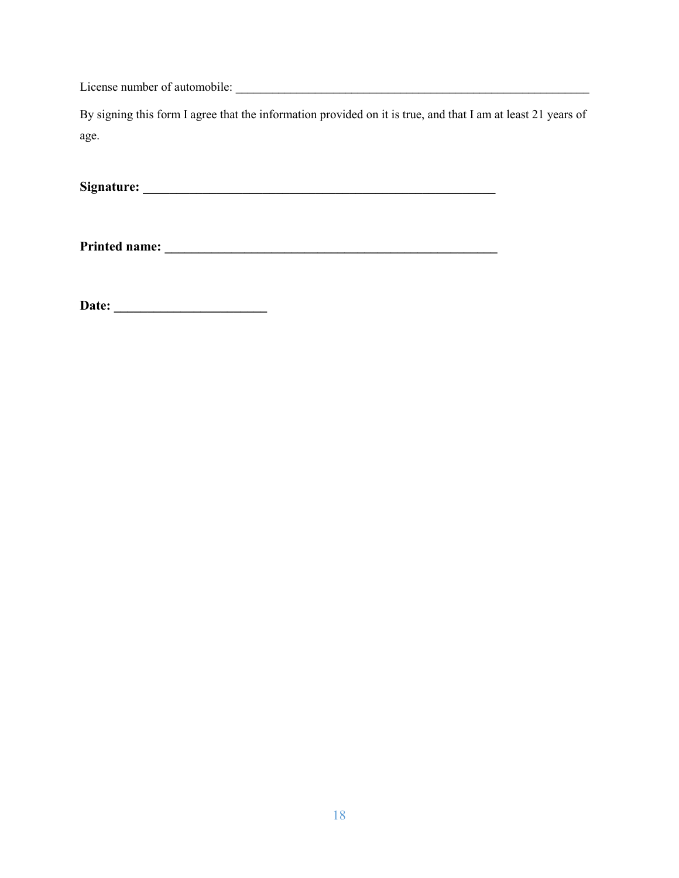License number of automobile: ______________________________________________________________

By signing this form I agree that the information provided on it is true, and that I am at least 21 years of age.

**Signature:** ______________________________________________________________

**Printed name: ______________________________________________________**

**Date: ________________________**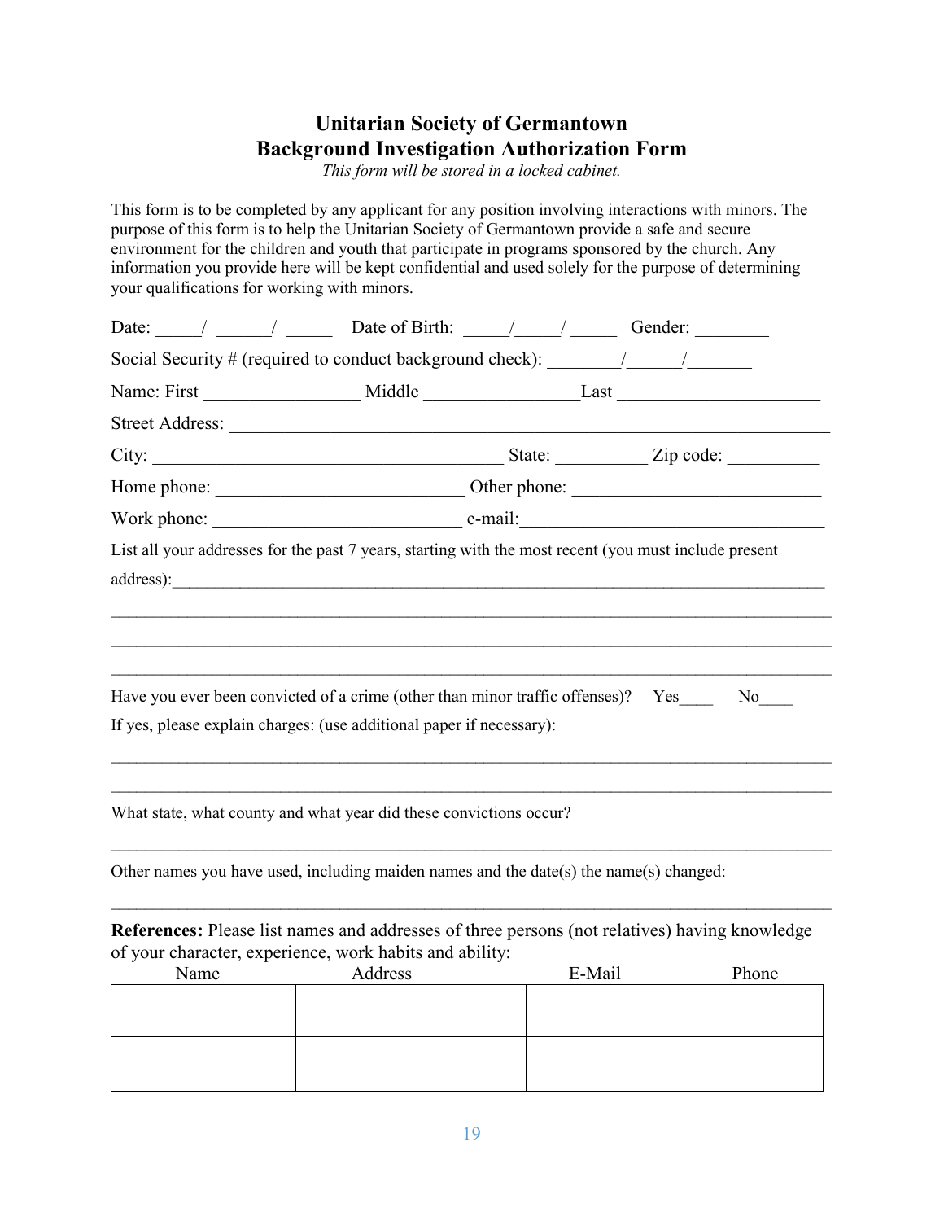# Unitarian Society of Germantown
## Background Investigation Authorization Form

*This form will be stored in a locked cabinet.*

This form is to be completed by any applicant for any position involving interactions with minors. The purpose of this form is to help the Unitarian Society of Germantown provide a safe and secure environment for the children and youth that participate in programs sponsored by the church. Any information you provide here will be kept confidential and used solely for the purpose of determining your qualifications for working with minors.

Date: _____/ ______/ _____ Date of Birth: _____/_____/ _____ Gender: ________

Social Security # (required to conduct background check): ________/______/_______

Name: First _________________ Middle _________________Last ______________________

Street Address: ____________________________________________________________________

City: ______________________________________ State: __________ Zip code: __________

Home phone: ___________________________ Other phone: ___________________________

Work phone: ___________________________ e-mail:_________________________________

List all your addresses for the past 7 years, starting with the most recent (you must include present address):_____________________________________________________________________________

_____________________________________________________________________________________

_____________________________________________________________________________________

_____________________________________________________________________________________

Have you ever been convicted of a crime (other than minor traffic offenses)? Yes____ No____

If yes, please explain charges: (use additional paper if necessary):

_____________________________________________________________________________________

_____________________________________________________________________________________

What state, what county and what year did these convictions occur?

_____________________________________________________________________________________

Other names you have used, including maiden names and the date(s) the name(s) changed:

_____________________________________________________________________________________

**References:** Please list names and addresses of three persons (not relatives) having knowledge of your character, experience, work habits and ability:

| Name | Address | E-Mail | Phone |
|---|---|---|---|
| | | | |
| | | | |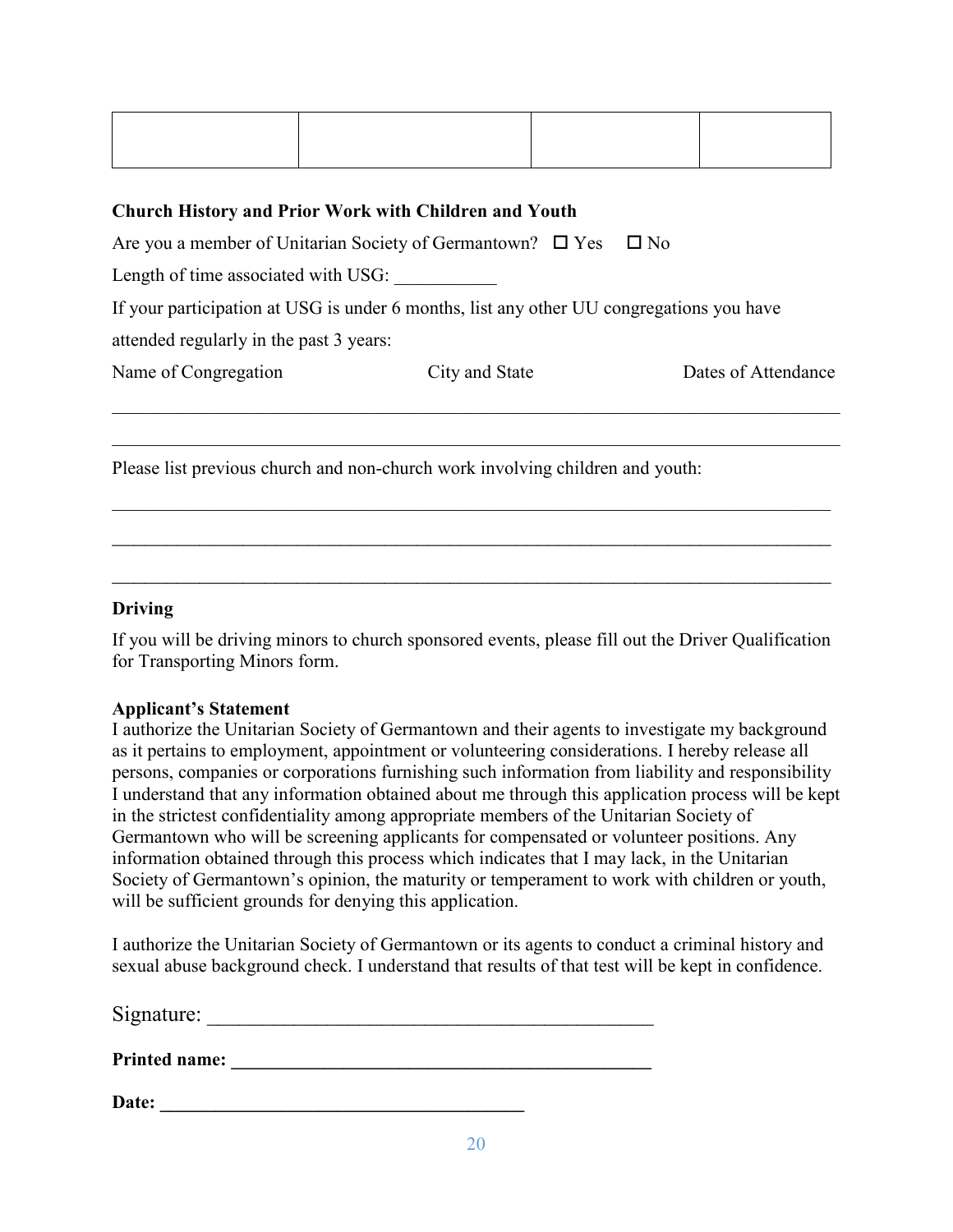| | | | |
|---|---|---|---|
| | | | |

**Church History and Prior Work with Children and Youth**

Are you a member of Unitarian Society of Germantown? ☐ Yes ☐ No

Length of time associated with USG: ___________

If your participation at USG is under 6 months, list any other UU congregations you have attended regularly in the past 3 years:

Name of Congregation City and State Dates of Attendance

_______________________________________________________________________________

_______________________________________________________________________________

Please list previous church and non-church work involving children and youth:

_______________________________________________________________________________

_______________________________________________________________________________

_______________________________________________________________________________

**Driving**

If you will be driving minors to church sponsored events, please fill out the Driver Qualification for Transporting Minors form.

**Applicant's Statement**

I authorize the Unitarian Society of Germantown and their agents to investigate my background as it pertains to employment, appointment or volunteering considerations. I hereby release all persons, companies or corporations furnishing such information from liability and responsibility I understand that any information obtained about me through this application process will be kept in the strictest confidentiality among appropriate members of the Unitarian Society of Germantown who will be screening applicants for compensated or volunteer positions. Any information obtained through this process which indicates that I may lack, in the Unitarian Society of Germantown's opinion, the maturity or temperament to work with children or youth, will be sufficient grounds for denying this application.

I authorize the Unitarian Society of Germantown or its agents to conduct a criminal history and sexual abuse background check. I understand that results of that test will be kept in confidence.

Signature: ____________________________________________

**Printed name: ____________________________________________**

**Date: ______________________________________**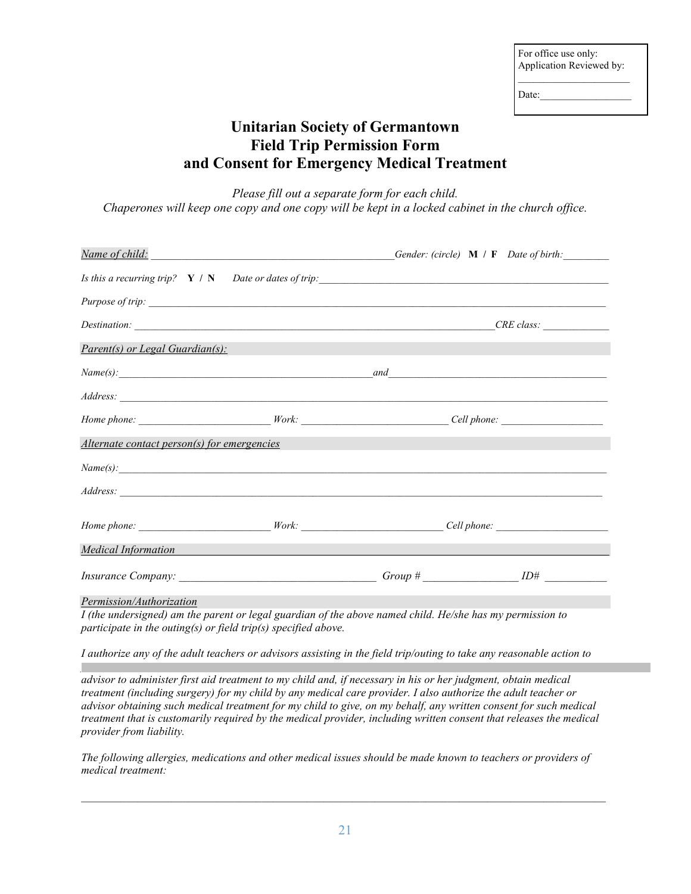For office use only:
Application Reviewed by:
\_\_\_\_\_\_\_\_\_\_\_\_\_\_\_\_\_\_\_\_\_\_

Date:\_\_\_\_\_\_\_\_\_\_\_\_\_\_\_\_\_\_

# Unitarian Society of Germantown
# Field Trip Permission Form
# and Consent for Emergency Medical Treatment

*Please fill out a separate form for each child.*
*Chaperones will keep one copy and one copy will be kept in a locked cabinet in the church office.*

*Name of child:* \_\_\_\_\_\_\_\_\_\_\_\_\_\_\_\_\_\_\_\_\_\_\_\_\_\_\_\_\_\_\_\_\_\_\_\_\_\_\_\_\_\_\_\_\_\_ *Gender: (circle)* **M / F** *Date of birth:* \_\_\_\_\_\_\_\_\_

*Is this a recurring trip?* **Y / N** *Date or dates of trip:* \_\_\_\_\_\_\_\_\_\_\_\_\_\_\_\_\_\_\_\_\_\_\_\_\_\_\_\_\_\_\_\_\_\_\_\_\_\_\_\_\_\_\_\_\_\_\_\_\_\_\_\_\_\_

*Purpose of trip:* \_\_\_\_\_\_\_\_\_\_\_\_\_\_\_\_\_\_\_\_\_\_\_\_\_\_\_\_\_\_\_\_\_\_\_\_\_\_\_\_\_\_\_\_\_\_\_\_\_\_\_\_\_\_\_\_\_\_\_\_\_\_\_\_\_\_\_\_\_\_\_\_\_\_\_\_\_\_\_\_\_\_\_\_

*Destination:* \_\_\_\_\_\_\_\_\_\_\_\_\_\_\_\_\_\_\_\_\_\_\_\_\_\_\_\_\_\_\_\_\_\_\_\_\_\_\_\_\_\_\_\_\_\_\_\_\_\_\_\_\_\_\_\_\_\_\_\_\_\_\_\_\_\_\_\_ *CRE class:* \_\_\_\_\_\_\_\_\_\_\_\_

*Parent(s) or Legal Guardian(s):*

*Name(s):* \_\_\_\_\_\_\_\_\_\_\_\_\_\_\_\_\_\_\_\_\_\_\_\_\_\_\_\_\_\_\_\_\_\_\_\_\_\_\_\_\_\_\_\_\_\_\_\_ *and* \_\_\_\_\_\_\_\_\_\_\_\_\_\_\_\_\_\_\_\_\_\_\_\_\_\_\_\_\_\_\_\_\_\_\_\_\_\_\_\_\_\_\_\_\_\_\_\_\_\_

*Address:* \_\_\_\_\_\_\_\_\_\_\_\_\_\_\_\_\_\_\_\_\_\_\_\_\_\_\_\_\_\_\_\_\_\_\_\_\_\_\_\_\_\_\_\_\_\_\_\_\_\_\_\_\_\_\_\_\_\_\_\_\_\_\_\_\_\_\_\_\_\_\_\_\_\_\_\_\_\_\_\_\_\_\_\_\_\_\_\_\_\_\_

*Home phone:* \_\_\_\_\_\_\_\_\_\_\_\_\_\_\_\_\_\_\_\_\_\_\_\_ *Work:* \_\_\_\_\_\_\_\_\_\_\_\_\_\_\_\_\_\_\_\_\_\_\_\_\_\_\_ *Cell phone:* \_\_\_\_\_\_\_\_\_\_\_\_\_\_\_\_\_\_\_\_

*Alternate contact person(s) for emergencies*

*Name(s):* \_\_\_\_\_\_\_\_\_\_\_\_\_\_\_\_\_\_\_\_\_\_\_\_\_\_\_\_\_\_\_\_\_\_\_\_\_\_\_\_\_\_\_\_\_\_\_\_\_\_\_\_\_\_\_\_\_\_\_\_\_\_\_\_\_\_\_\_\_\_\_\_\_\_\_\_\_\_\_\_\_\_\_\_\_\_\_\_\_\_\_\_

*Address:* \_\_\_\_\_\_\_\_\_\_\_\_\_\_\_\_\_\_\_\_\_\_\_\_\_\_\_\_\_\_\_\_\_\_\_\_\_\_\_\_\_\_\_\_\_\_\_\_\_\_\_\_\_\_\_\_\_\_\_\_\_\_\_\_\_\_\_\_\_\_\_\_\_\_\_\_\_\_\_\_\_\_\_\_\_\_\_\_\_\_

*Home phone:* \_\_\_\_\_\_\_\_\_\_\_\_\_\_\_\_\_\_\_\_\_\_\_\_ *Work:* \_\_\_\_\_\_\_\_\_\_\_\_\_\_\_\_\_\_\_\_\_\_\_\_\_\_ *Cell phone:* \_\_\_\_\_\_\_\_\_\_\_\_\_\_\_\_\_\_\_\_\_

*Medical Information*

*Insurance Company:* \_\_\_\_\_\_\_\_\_\_\_\_\_\_\_\_\_\_\_\_\_\_\_\_\_\_\_\_\_\_\_\_\_\_\_\_ *Group #* \_\_\_\_\_\_\_\_\_\_\_\_\_\_\_\_\_ *ID#* \_\_\_\_\_\_\_\_\_\_\_

*Permission/Authorization*

*I (the undersigned) am the parent or legal guardian of the above named child. He/she has my permission to participate in the outing(s) or field trip(s) specified above.*

*I authorize any of the adult teachers or advisors assisting in the field trip/outing to take any reasonable action to*

*advisor to administer first aid treatment to my child and, if necessary in his or her judgment, obtain medical treatment (including surgery) for my child by any medical care provider. I also authorize the adult teacher or advisor obtaining such medical treatment for my child to give, on my behalf, any written consent for such medical treatment that is customarily required by the medical provider, including written consent that releases the medical provider from liability.*

*The following allergies, medications and other medical issues should be made known to teachers or providers of medical treatment:*

\_\_\_\_\_\_\_\_\_\_\_\_\_\_\_\_\_\_\_\_\_\_\_\_\_\_\_\_\_\_\_\_\_\_\_\_\_\_\_\_\_\_\_\_\_\_\_\_\_\_\_\_\_\_\_\_\_\_\_\_\_\_\_\_\_\_\_\_\_\_\_\_\_\_\_\_\_\_\_\_\_\_\_\_\_\_\_\_\_\_\_\_\_\_\_\_\_\_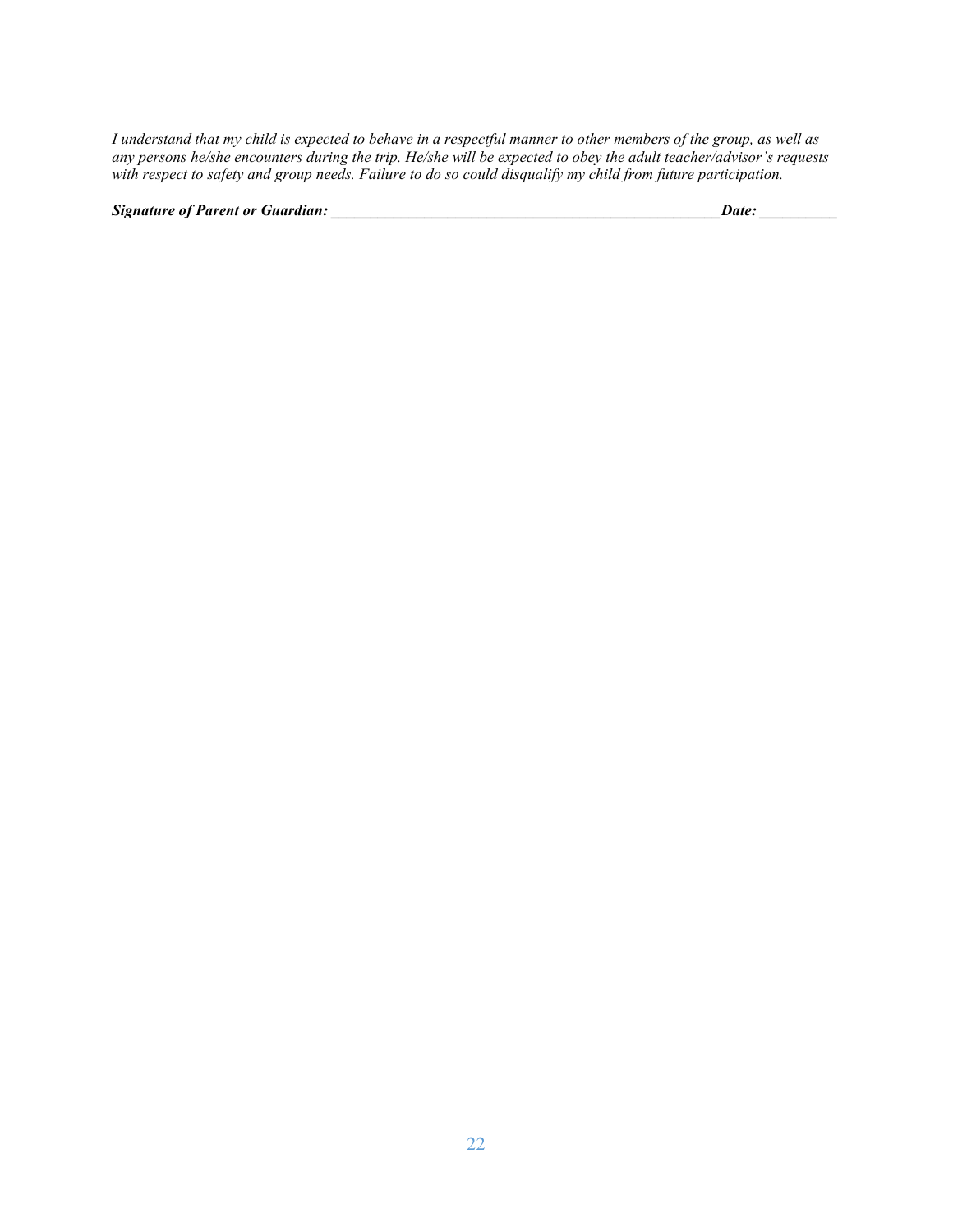*I understand that my child is expected to behave in a respectful manner to other members of the group, as well as any persons he/she encounters during the trip. He/she will be expected to obey the adult teacher/advisor's requests with respect to safety and group needs. Failure to do so could disqualify my child from future participation.*

***Signature of Parent or Guardian: _____________________________________________________Date: __________***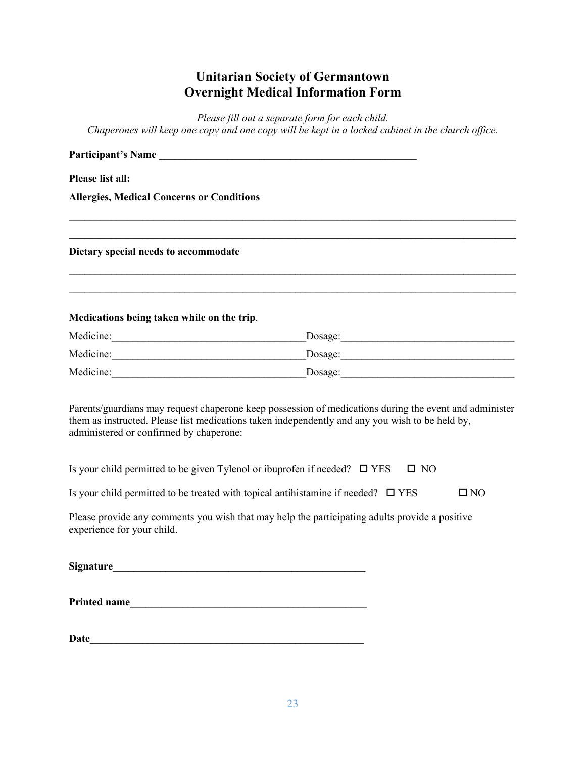# Unitarian Society of Germantown
# Overnight Medical Information Form

*Please fill out a separate form for each child.*
*Chaperones will keep one copy and one copy will be kept in a locked cabinet in the church office.*

**Participant's Name** ______________________________________________

**Please list all:**

**Allergies, Medical Concerns or Conditions**

________________________________________________________________________________

________________________________________________________________________________

**Dietary special needs to accommodate**

________________________________________________________________________________

________________________________________________________________________________

**Medications being taken while on the trip**.

Medicine:___________________________________Dosage:______________________________

Medicine:___________________________________Dosage:______________________________

Medicine:___________________________________Dosage:______________________________

Parents/guardians may request chaperone keep possession of medications during the event and administer them as instructed. Please list medications taken independently and any you wish to be held by, administered or confirmed by chaperone:

Is your child permitted to be given Tylenol or ibuprofen if needed? ☐ YES ☐ NO

Is your child permitted to be treated with topical antihistamine if needed? ☐ YES ☐ NO

Please provide any comments you wish that may help the participating adults provide a positive experience for your child.

**Signature**______________________________________________

**Printed name**___________________________________________

**Date**__________________________________________________